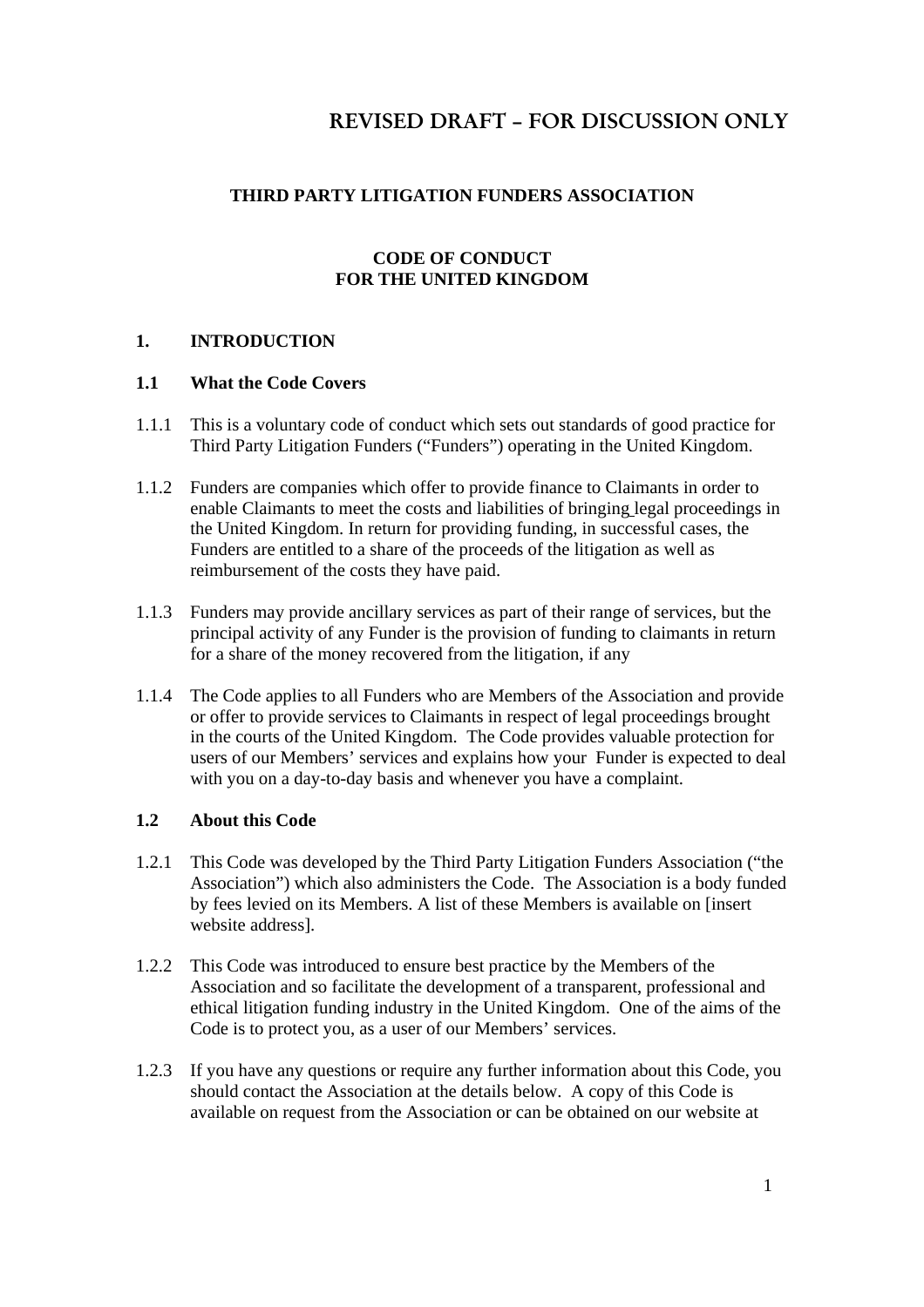# REVISED DRAFT – FOR DISCUSSION ONLY

**THIRD PARTY LITIGATION FUNDERS ASSOCIATION**

**CODE OF CONDUCT**
**FOR THE UNITED KINGDOM**

## 1. INTRODUCTION

### 1.1 What the Code Covers

1.1.1 This is a voluntary code of conduct which sets out standards of good practice for Third Party Litigation Funders ("Funders") operating in the United Kingdom.

1.1.2 Funders are companies which offer to provide finance to Claimants in order to enable Claimants to meet the costs and liabilities of bringing legal proceedings in the United Kingdom. In return for providing funding, in successful cases, the Funders are entitled to a share of the proceeds of the litigation as well as reimbursement of the costs they have paid.

1.1.3 Funders may provide ancillary services as part of their range of services, but the principal activity of any Funder is the provision of funding to claimants in return for a share of the money recovered from the litigation, if any

1.1.4 The Code applies to all Funders who are Members of the Association and provide or offer to provide services to Claimants in respect of legal proceedings brought in the courts of the United Kingdom. The Code provides valuable protection for users of our Members' services and explains how your Funder is expected to deal with you on a day-to-day basis and whenever you have a complaint.

### 1.2 About this Code

1.2.1 This Code was developed by the Third Party Litigation Funders Association ("the Association") which also administers the Code. The Association is a body funded by fees levied on its Members. A list of these Members is available on [insert website address].

1.2.2 This Code was introduced to ensure best practice by the Members of the Association and so facilitate the development of a transparent, professional and ethical litigation funding industry in the United Kingdom. One of the aims of the Code is to protect you, as a user of our Members' services.

1.2.3 If you have any questions or require any further information about this Code, you should contact the Association at the details below. A copy of this Code is available on request from the Association or can be obtained on our website at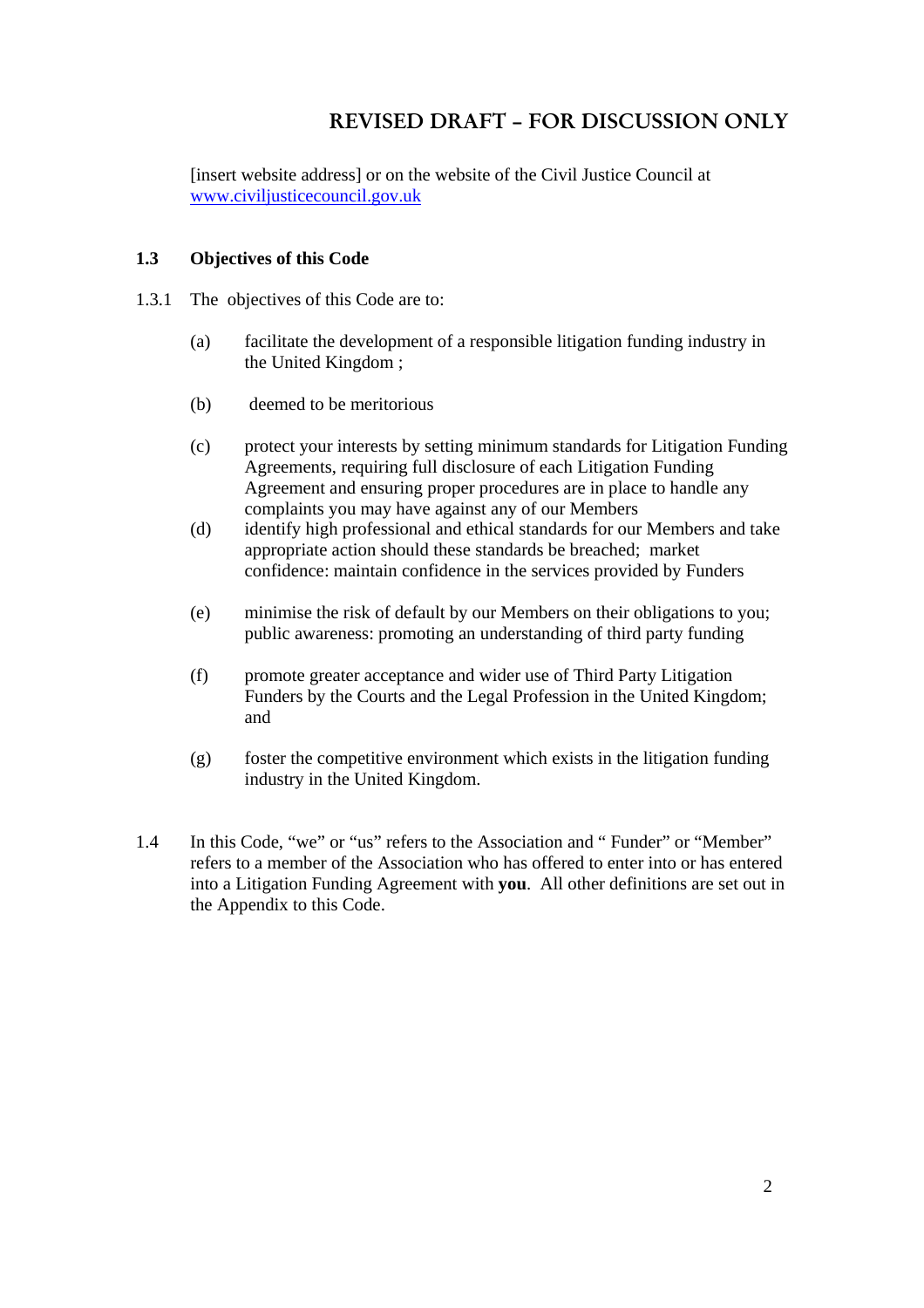**REVISED DRAFT – FOR DISCUSSION ONLY**

[insert website address] or on the website of the Civil Justice Council at www.civiljusticecouncil.gov.uk

### 1.3 Objectives of this Code

1.3.1 The objectives of this Code are to:

(a) facilitate the development of a responsible litigation funding industry in the United Kingdom ;

(b) deemed to be meritorious

(c) protect your interests by setting minimum standards for Litigation Funding Agreements, requiring full disclosure of each Litigation Funding Agreement and ensuring proper procedures are in place to handle any complaints you may have against any of our Members

(d) identify high professional and ethical standards for our Members and take appropriate action should these standards be breached; market confidence: maintain confidence in the services provided by Funders

(e) minimise the risk of default by our Members on their obligations to you; public awareness: promoting an understanding of third party funding

(f) promote greater acceptance and wider use of Third Party Litigation Funders by the Courts and the Legal Profession in the United Kingdom; and

(g) foster the competitive environment which exists in the litigation funding industry in the United Kingdom.

1.4 In this Code, "we" or "us" refers to the Association and " Funder" or "Member" refers to a member of the Association who has offered to enter into or has entered into a Litigation Funding Agreement with **you**. All other definitions are set out in the Appendix to this Code.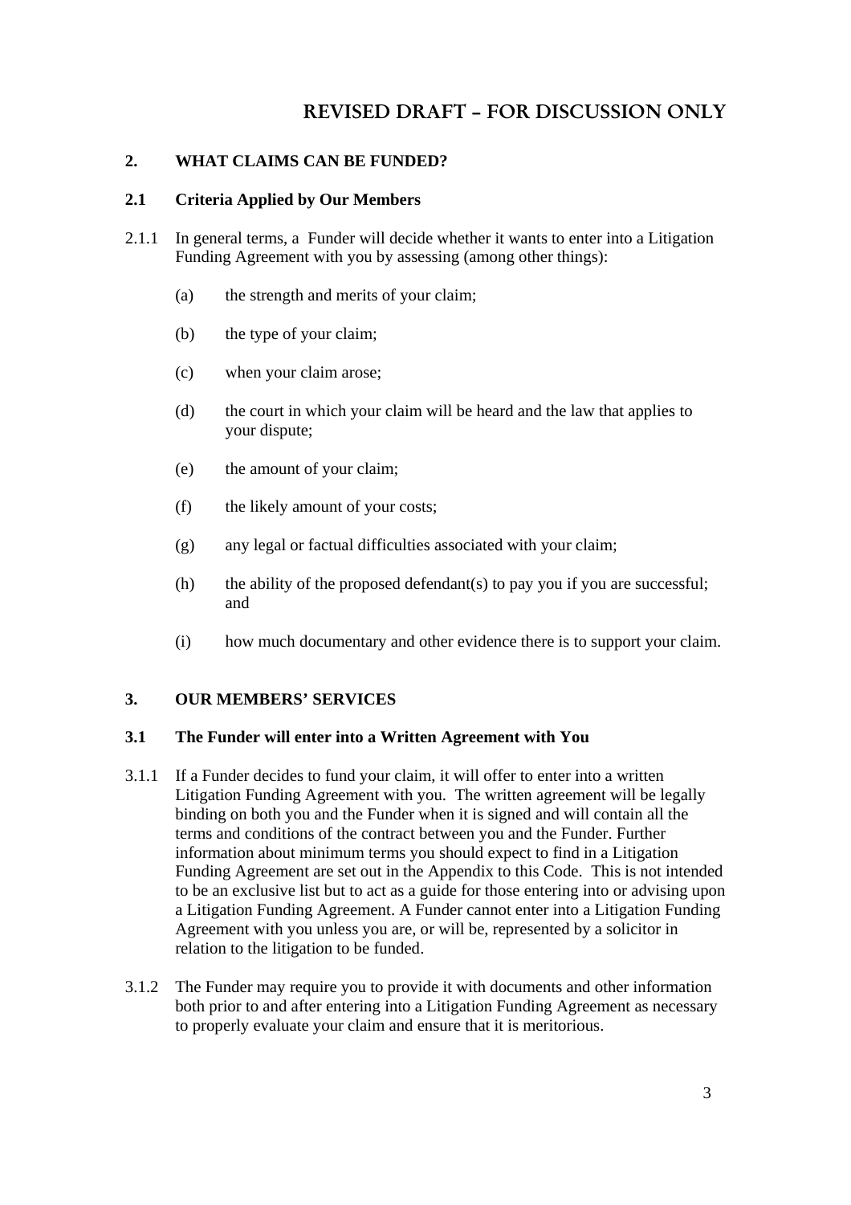# REVISED DRAFT – FOR DISCUSSION ONLY

## 2. WHAT CLAIMS CAN BE FUNDED?

### 2.1 Criteria Applied by Our Members

2.1.1 In general terms, a Funder will decide whether it wants to enter into a Litigation Funding Agreement with you by assessing (among other things):

(a) the strength and merits of your claim;

(b) the type of your claim;

(c) when your claim arose;

(d) the court in which your claim will be heard and the law that applies to your dispute;

(e) the amount of your claim;

(f) the likely amount of your costs;

(g) any legal or factual difficulties associated with your claim;

(h) the ability of the proposed defendant(s) to pay you if you are successful; and

(i) how much documentary and other evidence there is to support your claim.

## 3. OUR MEMBERS' SERVICES

### 3.1 The Funder will enter into a Written Agreement with You

3.1.1 If a Funder decides to fund your claim, it will offer to enter into a written Litigation Funding Agreement with you. The written agreement will be legally binding on both you and the Funder when it is signed and will contain all the terms and conditions of the contract between you and the Funder. Further information about minimum terms you should expect to find in a Litigation Funding Agreement are set out in the Appendix to this Code. This is not intended to be an exclusive list but to act as a guide for those entering into or advising upon a Litigation Funding Agreement. A Funder cannot enter into a Litigation Funding Agreement with you unless you are, or will be, represented by a solicitor in relation to the litigation to be funded.

3.1.2 The Funder may require you to provide it with documents and other information both prior to and after entering into a Litigation Funding Agreement as necessary to properly evaluate your claim and ensure that it is meritorious.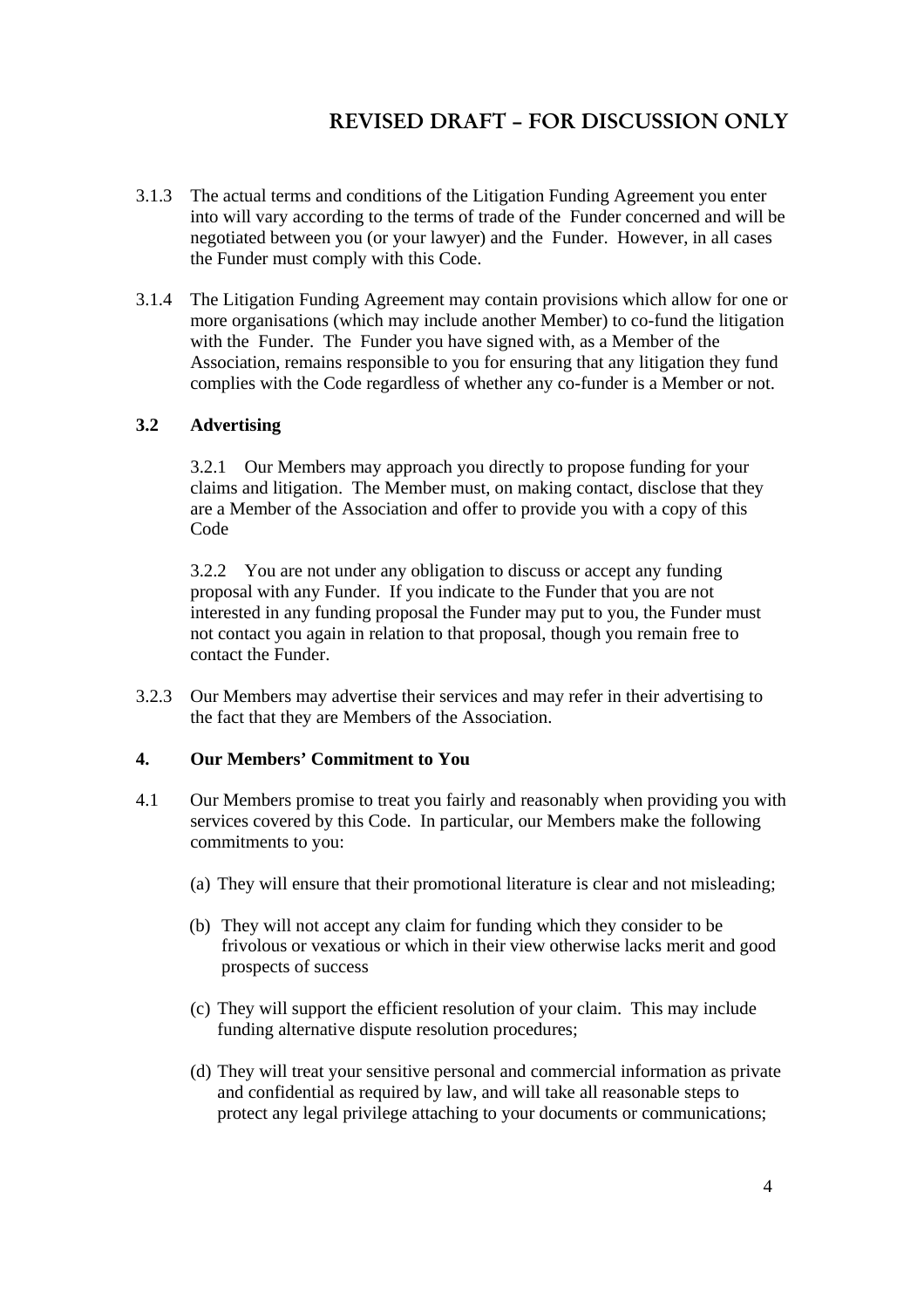# REVISED DRAFT – FOR DISCUSSION ONLY

3.1.3 The actual terms and conditions of the Litigation Funding Agreement you enter into will vary according to the terms of trade of the Funder concerned and will be negotiated between you (or your lawyer) and the Funder. However, in all cases the Funder must comply with this Code.

3.1.4 The Litigation Funding Agreement may contain provisions which allow for one or more organisations (which may include another Member) to co-fund the litigation with the Funder. The Funder you have signed with, as a Member of the Association, remains responsible to you for ensuring that any litigation they fund complies with the Code regardless of whether any co-funder is a Member or not.

**3.2 Advertising**

3.2.1 Our Members may approach you directly to propose funding for your claims and litigation. The Member must, on making contact, disclose that they are a Member of the Association and offer to provide you with a copy of this Code

3.2.2 You are not under any obligation to discuss or accept any funding proposal with any Funder. If you indicate to the Funder that you are not interested in any funding proposal the Funder may put to you, the Funder must not contact you again in relation to that proposal, though you remain free to contact the Funder.

3.2.3 Our Members may advertise their services and may refer in their advertising to the fact that they are Members of the Association.

**4. Our Members' Commitment to You**

4.1 Our Members promise to treat you fairly and reasonably when providing you with services covered by this Code. In particular, our Members make the following commitments to you:

(a) They will ensure that their promotional literature is clear and not misleading;

(b) They will not accept any claim for funding which they consider to be frivolous or vexatious or which in their view otherwise lacks merit and good prospects of success

(c) They will support the efficient resolution of your claim. This may include funding alternative dispute resolution procedures;

(d) They will treat your sensitive personal and commercial information as private and confidential as required by law, and will take all reasonable steps to protect any legal privilege attaching to your documents or communications;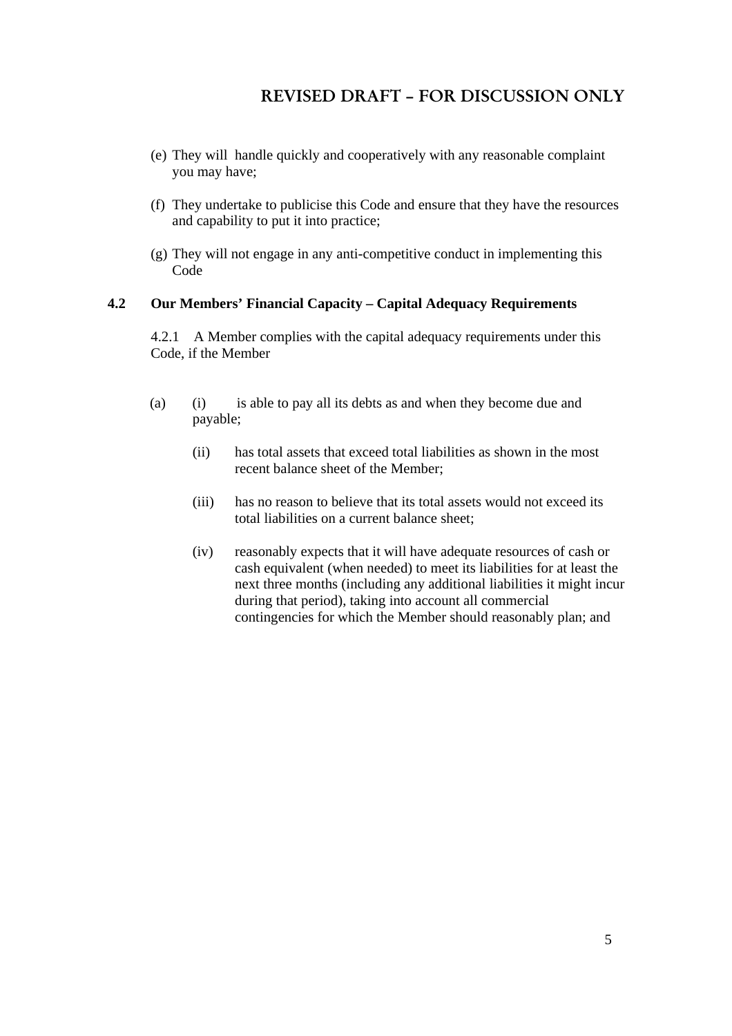**REVISED DRAFT – FOR DISCUSSION ONLY**

(e) They will handle quickly and cooperatively with any reasonable complaint you may have;

(f) They undertake to publicise this Code and ensure that they have the resources and capability to put it into practice;

(g) They will not engage in any anti-competitive conduct in implementing this Code

**4.2 Our Members' Financial Capacity – Capital Adequacy Requirements**

4.2.1 A Member complies with the capital adequacy requirements under this Code, if the Member

(a) (i) is able to pay all its debts as and when they become due and payable;

(ii) has total assets that exceed total liabilities as shown in the most recent balance sheet of the Member;

(iii) has no reason to believe that its total assets would not exceed its total liabilities on a current balance sheet;

(iv) reasonably expects that it will have adequate resources of cash or cash equivalent (when needed) to meet its liabilities for at least the next three months (including any additional liabilities it might incur during that period), taking into account all commercial contingencies for which the Member should reasonably plan; and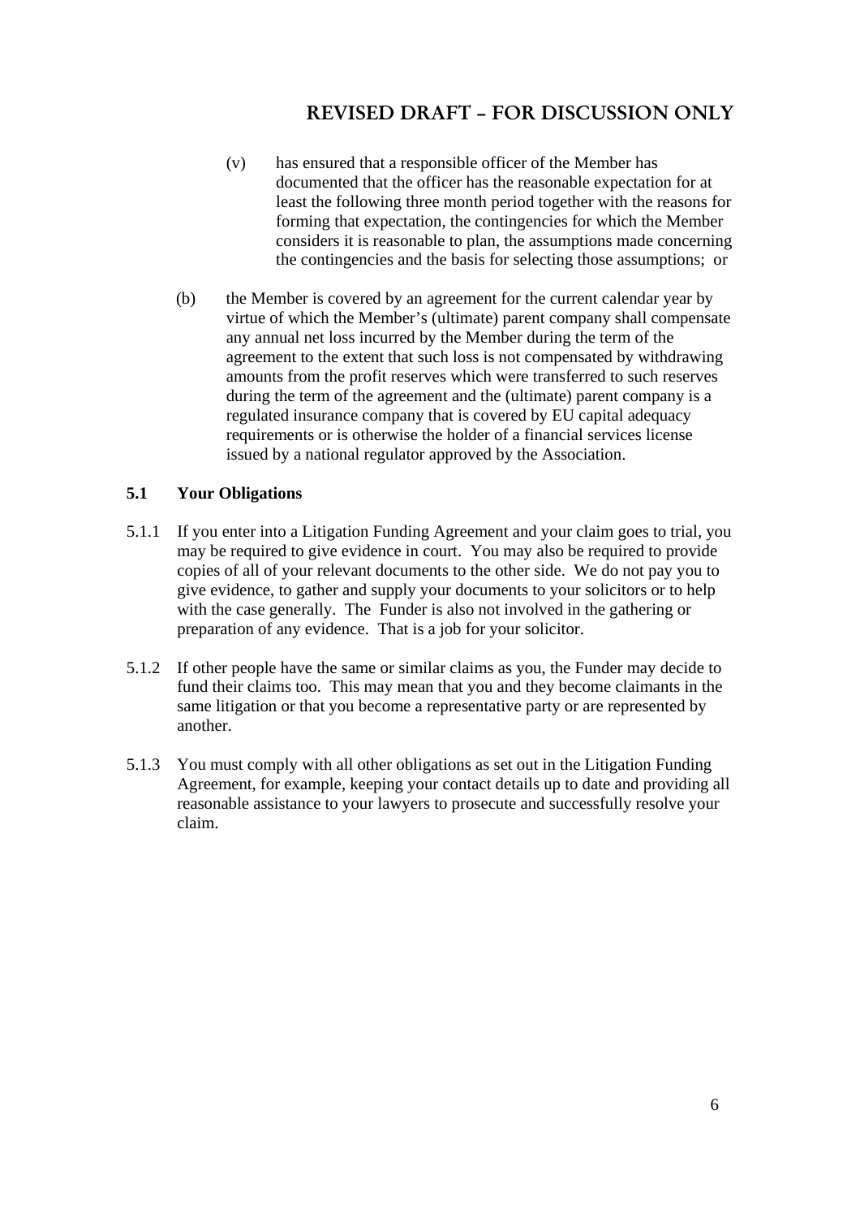**REVISED DRAFT – FOR DISCUSSION ONLY**

(v) has ensured that a responsible officer of the Member has documented that the officer has the reasonable expectation for at least the following three month period together with the reasons for forming that expectation, the contingencies for which the Member considers it is reasonable to plan, the assumptions made concerning the contingencies and the basis for selecting those assumptions; or

(b) the Member is covered by an agreement for the current calendar year by virtue of which the Member's (ultimate) parent company shall compensate any annual net loss incurred by the Member during the term of the agreement to the extent that such loss is not compensated by withdrawing amounts from the profit reserves which were transferred to such reserves during the term of the agreement and the (ultimate) parent company is a regulated insurance company that is covered by EU capital adequacy requirements or is otherwise the holder of a financial services license issued by a national regulator approved by the Association.

**5.1 Your Obligations**

5.1.1 If you enter into a Litigation Funding Agreement and your claim goes to trial, you may be required to give evidence in court. You may also be required to provide copies of all of your relevant documents to the other side. We do not pay you to give evidence, to gather and supply your documents to your solicitors or to help with the case generally. The Funder is also not involved in the gathering or preparation of any evidence. That is a job for your solicitor.

5.1.2 If other people have the same or similar claims as you, the Funder may decide to fund their claims too. This may mean that you and they become claimants in the same litigation or that you become a representative party or are represented by another.

5.1.3 You must comply with all other obligations as set out in the Litigation Funding Agreement, for example, keeping your contact details up to date and providing all reasonable assistance to your lawyers to prosecute and successfully resolve your claim.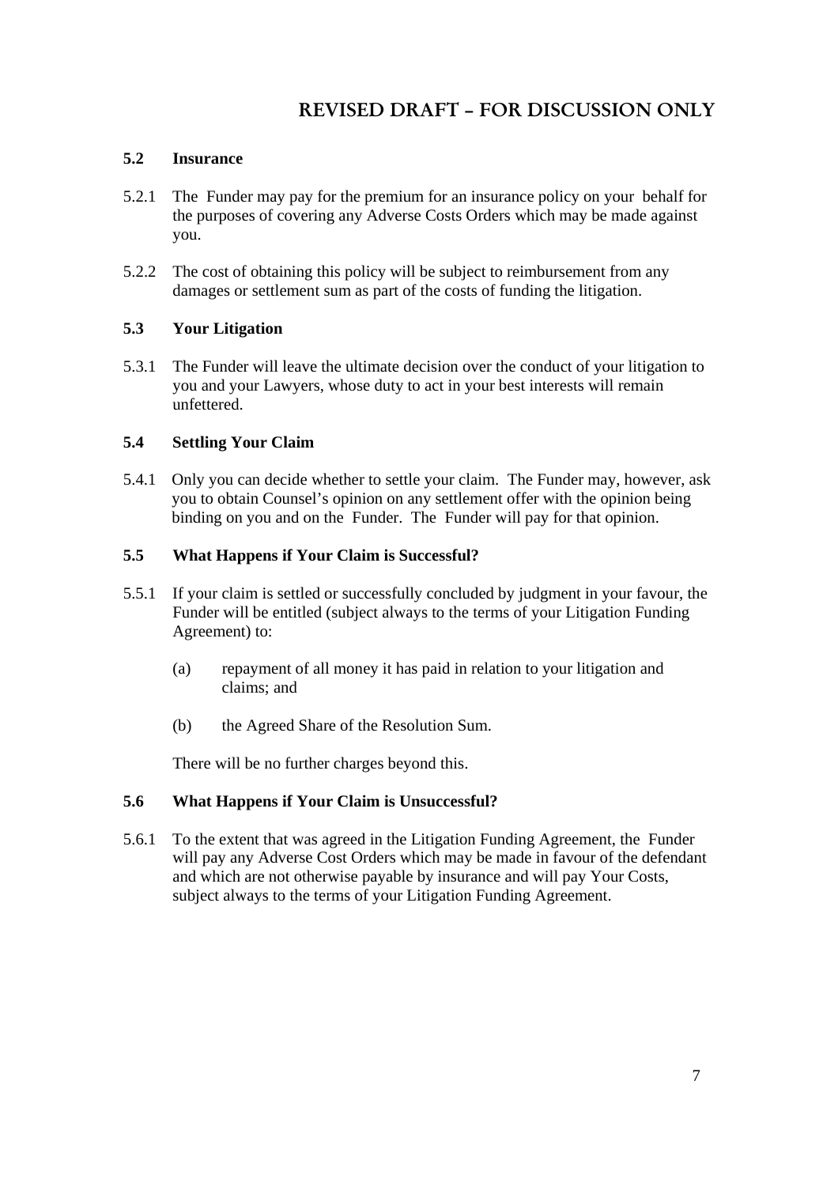# REVISED DRAFT – FOR DISCUSSION ONLY

**5.2 Insurance**

5.2.1 The Funder may pay for the premium for an insurance policy on your behalf for the purposes of covering any Adverse Costs Orders which may be made against you.

5.2.2 The cost of obtaining this policy will be subject to reimbursement from any damages or settlement sum as part of the costs of funding the litigation.

**5.3 Your Litigation**

5.3.1 The Funder will leave the ultimate decision over the conduct of your litigation to you and your Lawyers, whose duty to act in your best interests will remain unfettered.

**5.4 Settling Your Claim**

5.4.1 Only you can decide whether to settle your claim. The Funder may, however, ask you to obtain Counsel's opinion on any settlement offer with the opinion being binding on you and on the Funder. The Funder will pay for that opinion.

**5.5 What Happens if Your Claim is Successful?**

5.5.1 If your claim is settled or successfully concluded by judgment in your favour, the Funder will be entitled (subject always to the terms of your Litigation Funding Agreement) to:

(a) repayment of all money it has paid in relation to your litigation and claims; and

(b) the Agreed Share of the Resolution Sum.

There will be no further charges beyond this.

**5.6 What Happens if Your Claim is Unsuccessful?**

5.6.1 To the extent that was agreed in the Litigation Funding Agreement, the Funder will pay any Adverse Cost Orders which may be made in favour of the defendant and which are not otherwise payable by insurance and will pay Your Costs, subject always to the terms of your Litigation Funding Agreement.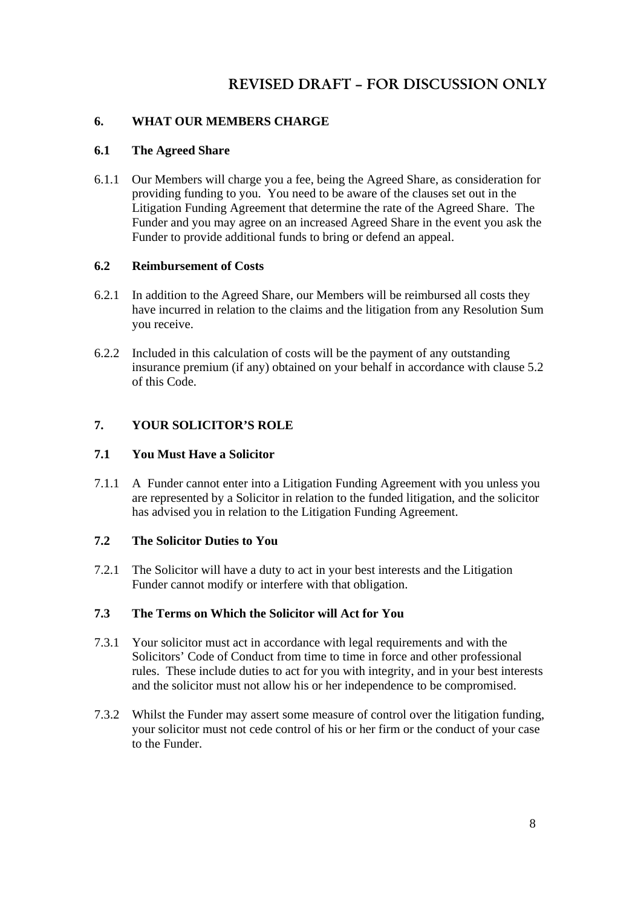# REVISED DRAFT – FOR DISCUSSION ONLY

## 6. WHAT OUR MEMBERS CHARGE

### 6.1 The Agreed Share

6.1.1 Our Members will charge you a fee, being the Agreed Share, as consideration for providing funding to you. You need to be aware of the clauses set out in the Litigation Funding Agreement that determine the rate of the Agreed Share. The Funder and you may agree on an increased Agreed Share in the event you ask the Funder to provide additional funds to bring or defend an appeal.

### 6.2 Reimbursement of Costs

6.2.1 In addition to the Agreed Share, our Members will be reimbursed all costs they have incurred in relation to the claims and the litigation from any Resolution Sum you receive.

6.2.2 Included in this calculation of costs will be the payment of any outstanding insurance premium (if any) obtained on your behalf in accordance with clause 5.2 of this Code.

## 7. YOUR SOLICITOR'S ROLE

### 7.1 You Must Have a Solicitor

7.1.1 A Funder cannot enter into a Litigation Funding Agreement with you unless you are represented by a Solicitor in relation to the funded litigation, and the solicitor has advised you in relation to the Litigation Funding Agreement.

### 7.2 The Solicitor Duties to You

7.2.1 The Solicitor will have a duty to act in your best interests and the Litigation Funder cannot modify or interfere with that obligation.

### 7.3 The Terms on Which the Solicitor will Act for You

7.3.1 Your solicitor must act in accordance with legal requirements and with the Solicitors' Code of Conduct from time to time in force and other professional rules. These include duties to act for you with integrity, and in your best interests and the solicitor must not allow his or her independence to be compromised.

7.3.2 Whilst the Funder may assert some measure of control over the litigation funding, your solicitor must not cede control of his or her firm or the conduct of your case to the Funder.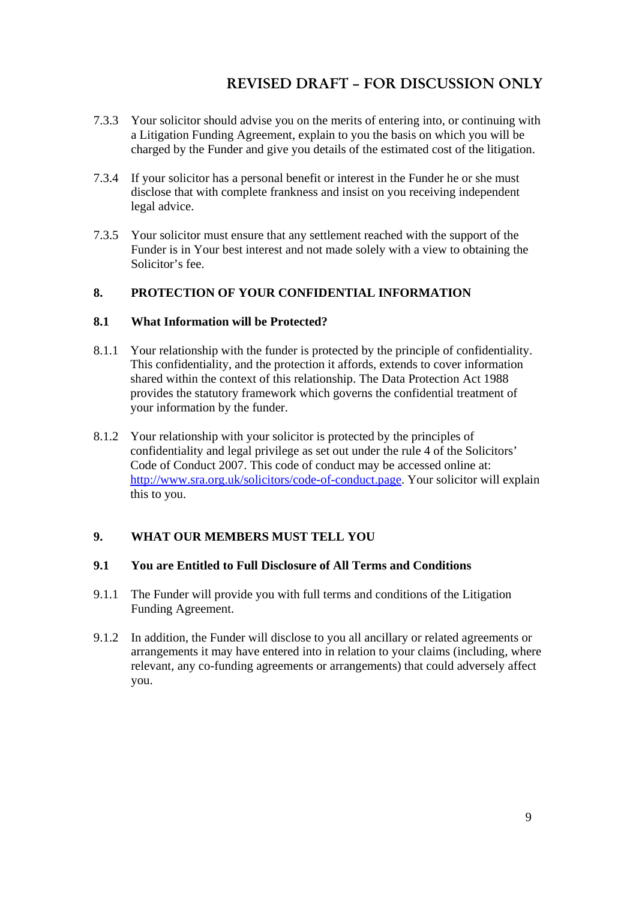# REVISED DRAFT – FOR DISCUSSION ONLY

7.3.3 Your solicitor should advise you on the merits of entering into, or continuing with a Litigation Funding Agreement, explain to you the basis on which you will be charged by the Funder and give you details of the estimated cost of the litigation.

7.3.4 If your solicitor has a personal benefit or interest in the Funder he or she must disclose that with complete frankness and insist on you receiving independent legal advice.

7.3.5 Your solicitor must ensure that any settlement reached with the support of the Funder is in Your best interest and not made solely with a view to obtaining the Solicitor's fee.

## 8. PROTECTION OF YOUR CONFIDENTIAL INFORMATION

### 8.1 What Information will be Protected?

8.1.1 Your relationship with the funder is protected by the principle of confidentiality. This confidentiality, and the protection it affords, extends to cover information shared within the context of this relationship. The Data Protection Act 1988 provides the statutory framework which governs the confidential treatment of your information by the funder.

8.1.2 Your relationship with your solicitor is protected by the principles of confidentiality and legal privilege as set out under the rule 4 of the Solicitors' Code of Conduct 2007. This code of conduct may be accessed online at: [http://www.sra.org.uk/solicitors/code-of-conduct.page](http://www.sra.org.uk/solicitors/code-of-conduct.page). Your solicitor will explain this to you.

## 9. WHAT OUR MEMBERS MUST TELL YOU

### 9.1 You are Entitled to Full Disclosure of All Terms and Conditions

9.1.1 The Funder will provide you with full terms and conditions of the Litigation Funding Agreement.

9.1.2 In addition, the Funder will disclose to you all ancillary or related agreements or arrangements it may have entered into in relation to your claims (including, where relevant, any co-funding agreements or arrangements) that could adversely affect you.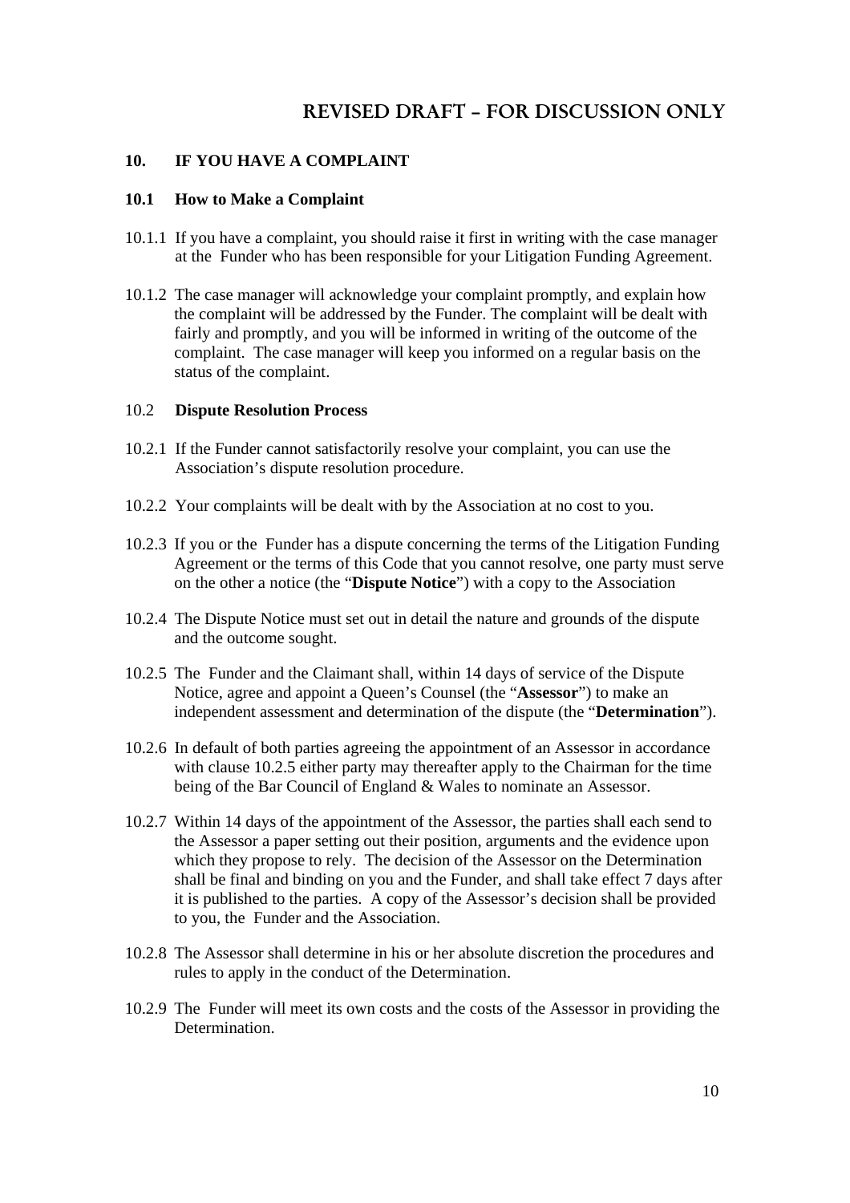# REVISED DRAFT – FOR DISCUSSION ONLY

## 10. IF YOU HAVE A COMPLAINT

### 10.1 How to Make a Complaint

10.1.1 If you have a complaint, you should raise it first in writing with the case manager at the Funder who has been responsible for your Litigation Funding Agreement.

10.1.2 The case manager will acknowledge your complaint promptly, and explain how the complaint will be addressed by the Funder. The complaint will be dealt with fairly and promptly, and you will be informed in writing of the outcome of the complaint. The case manager will keep you informed on a regular basis on the status of the complaint.

### 10.2 Dispute Resolution Process

10.2.1 If the Funder cannot satisfactorily resolve your complaint, you can use the Association's dispute resolution procedure.

10.2.2 Your complaints will be dealt with by the Association at no cost to you.

10.2.3 If you or the Funder has a dispute concerning the terms of the Litigation Funding Agreement or the terms of this Code that you cannot resolve, one party must serve on the other a notice (the "**Dispute Notice**") with a copy to the Association

10.2.4 The Dispute Notice must set out in detail the nature and grounds of the dispute and the outcome sought.

10.2.5 The Funder and the Claimant shall, within 14 days of service of the Dispute Notice, agree and appoint a Queen's Counsel (the "**Assessor**") to make an independent assessment and determination of the dispute (the "**Determination**").

10.2.6 In default of both parties agreeing the appointment of an Assessor in accordance with clause 10.2.5 either party may thereafter apply to the Chairman for the time being of the Bar Council of England & Wales to nominate an Assessor.

10.2.7 Within 14 days of the appointment of the Assessor, the parties shall each send to the Assessor a paper setting out their position, arguments and the evidence upon which they propose to rely. The decision of the Assessor on the Determination shall be final and binding on you and the Funder, and shall take effect 7 days after it is published to the parties. A copy of the Assessor's decision shall be provided to you, the Funder and the Association.

10.2.8 The Assessor shall determine in his or her absolute discretion the procedures and rules to apply in the conduct of the Determination.

10.2.9 The Funder will meet its own costs and the costs of the Assessor in providing the Determination.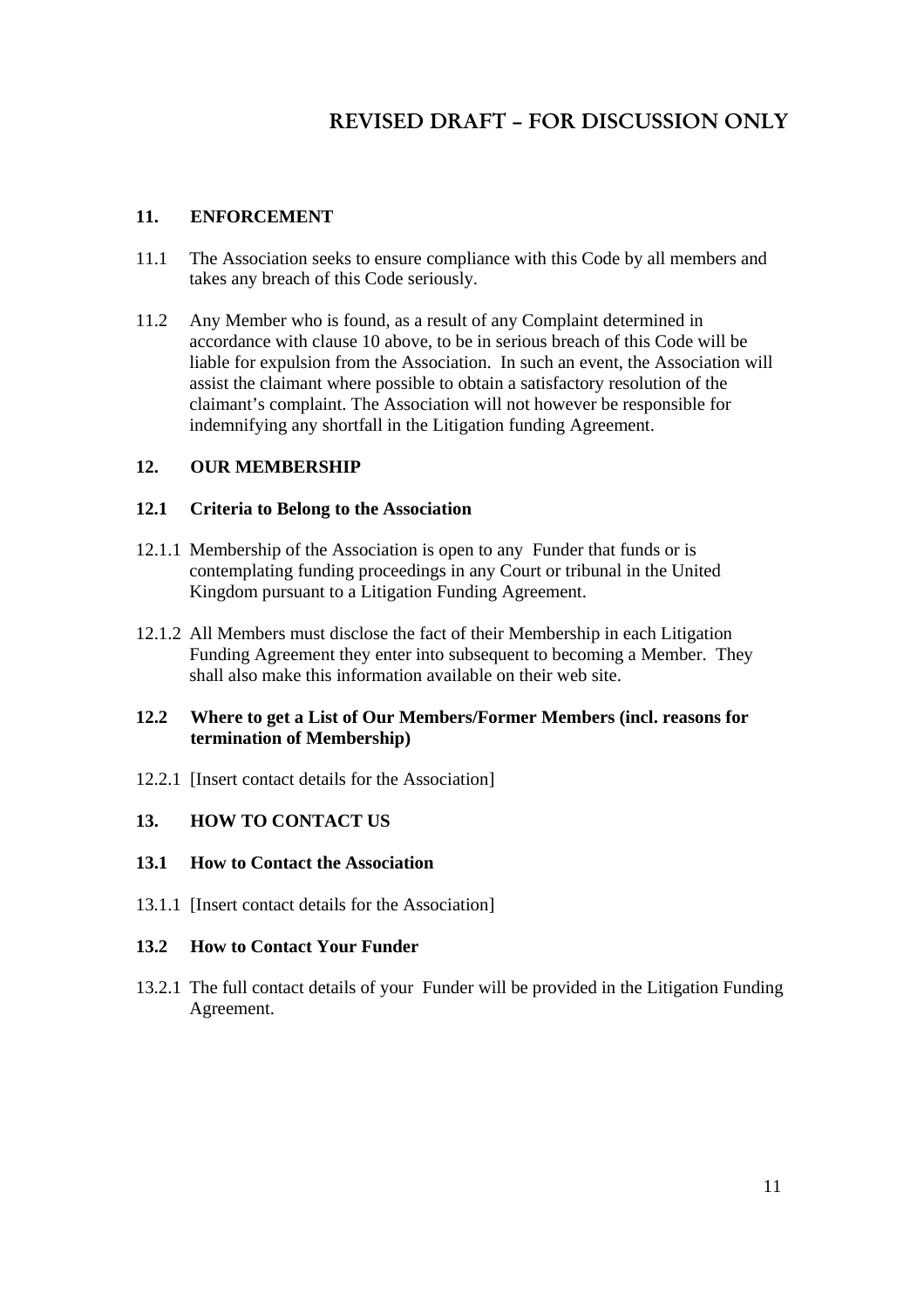# REVISED DRAFT – FOR DISCUSSION ONLY

## 11. ENFORCEMENT

11.1 The Association seeks to ensure compliance with this Code by all members and takes any breach of this Code seriously.

11.2 Any Member who is found, as a result of any Complaint determined in accordance with clause 10 above, to be in serious breach of this Code will be liable for expulsion from the Association. In such an event, the Association will assist the claimant where possible to obtain a satisfactory resolution of the claimant's complaint. The Association will not however be responsible for indemnifying any shortfall in the Litigation funding Agreement.

## 12. OUR MEMBERSHIP

### 12.1 Criteria to Belong to the Association

12.1.1 Membership of the Association is open to any Funder that funds or is contemplating funding proceedings in any Court or tribunal in the United Kingdom pursuant to a Litigation Funding Agreement.

12.1.2 All Members must disclose the fact of their Membership in each Litigation Funding Agreement they enter into subsequent to becoming a Member. They shall also make this information available on their web site.

### 12.2 Where to get a List of Our Members/Former Members (incl. reasons for termination of Membership)

12.2.1 [Insert contact details for the Association]

## 13. HOW TO CONTACT US

### 13.1 How to Contact the Association

13.1.1 [Insert contact details for the Association]

### 13.2 How to Contact Your Funder

13.2.1 The full contact details of your Funder will be provided in the Litigation Funding Agreement.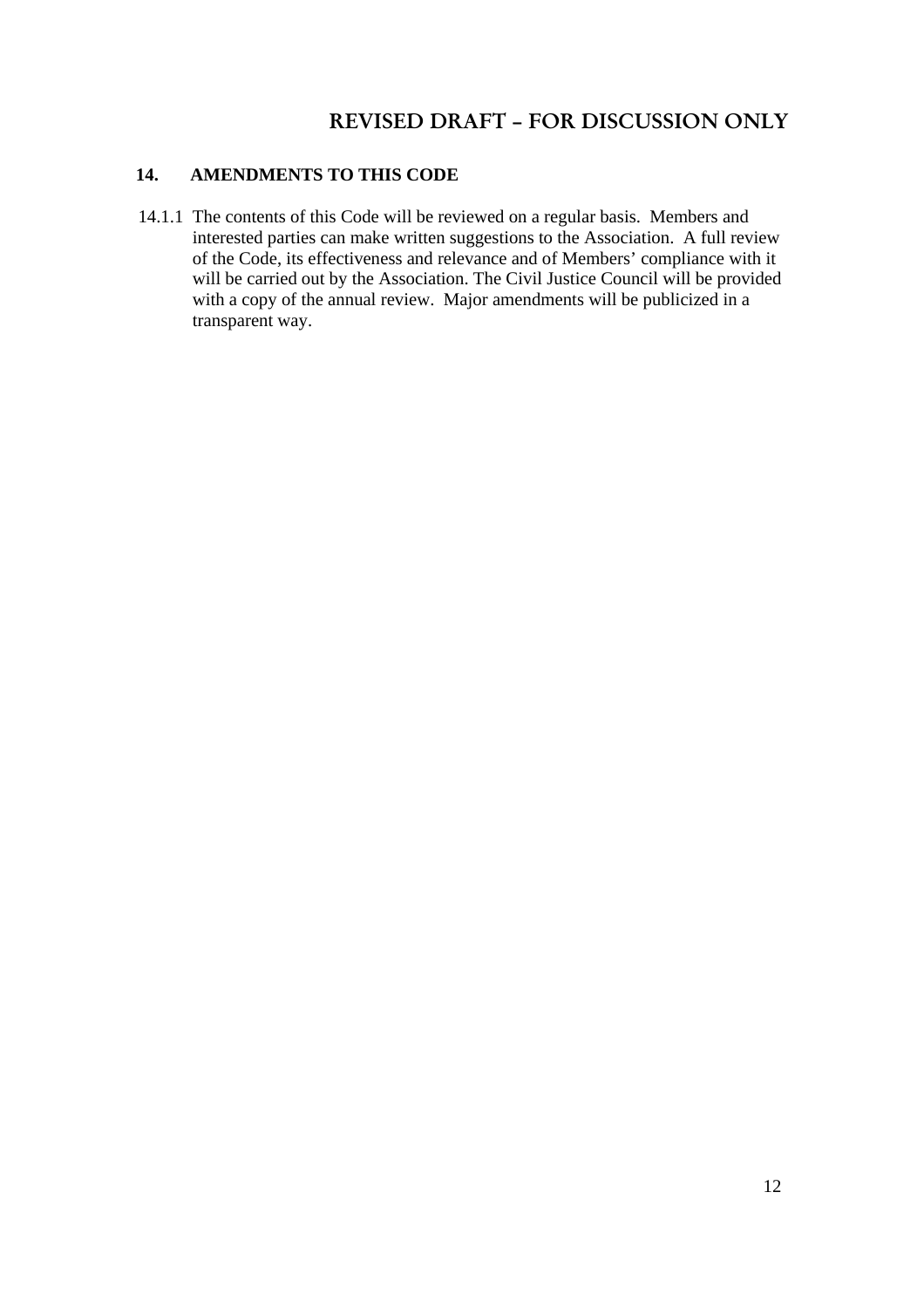## 14. AMENDMENTS TO THIS CODE

14.1.1 The contents of this Code will be reviewed on a regular basis. Members and interested parties can make written suggestions to the Association. A full review of the Code, its effectiveness and relevance and of Members' compliance with it will be carried out by the Association. The Civil Justice Council will be provided with a copy of the annual review. Major amendments will be publicized in a transparent way.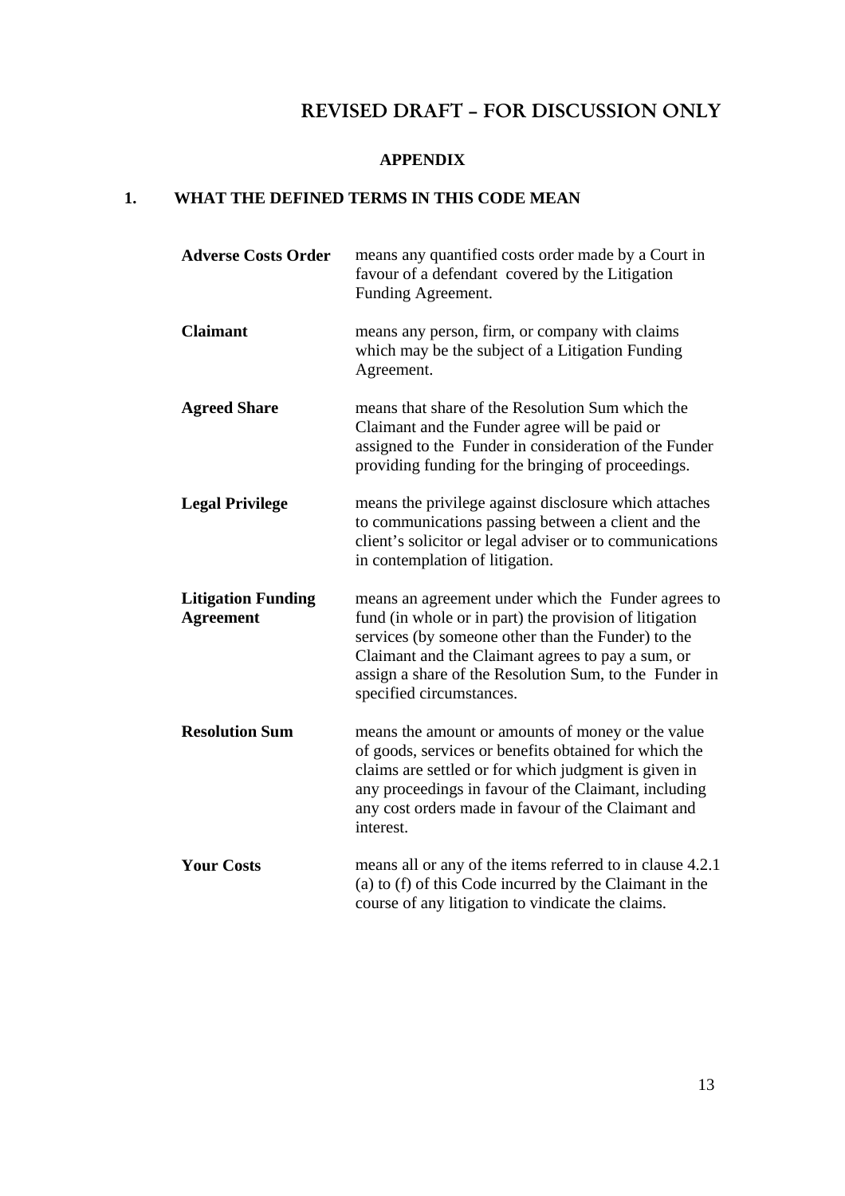**REVISED DRAFT – FOR DISCUSSION ONLY**

**APPENDIX**

## 1. WHAT THE DEFINED TERMS IN THIS CODE MEAN

| | |
|---|---|
| **Adverse Costs Order** | means any quantified costs order made by a Court in favour of a defendant covered by the Litigation Funding Agreement. |
| **Claimant** | means any person, firm, or company with claims which may be the subject of a Litigation Funding Agreement. |
| **Agreed Share** | means that share of the Resolution Sum which the Claimant and the Funder agree will be paid or assigned to the Funder in consideration of the Funder providing funding for the bringing of proceedings. |
| **Legal Privilege** | means the privilege against disclosure which attaches to communications passing between a client and the client's solicitor or legal adviser or to communications in contemplation of litigation. |
| **Litigation Funding Agreement** | means an agreement under which the Funder agrees to fund (in whole or in part) the provision of litigation services (by someone other than the Funder) to the Claimant and the Claimant agrees to pay a sum, or assign a share of the Resolution Sum, to the Funder in specified circumstances. |
| **Resolution Sum** | means the amount or amounts of money or the value of goods, services or benefits obtained for which the claims are settled or for which judgment is given in any proceedings in favour of the Claimant, including any cost orders made in favour of the Claimant and interest. |
| **Your Costs** | means all or any of the items referred to in clause 4.2.1 (a) to (f) of this Code incurred by the Claimant in the course of any litigation to vindicate the claims. |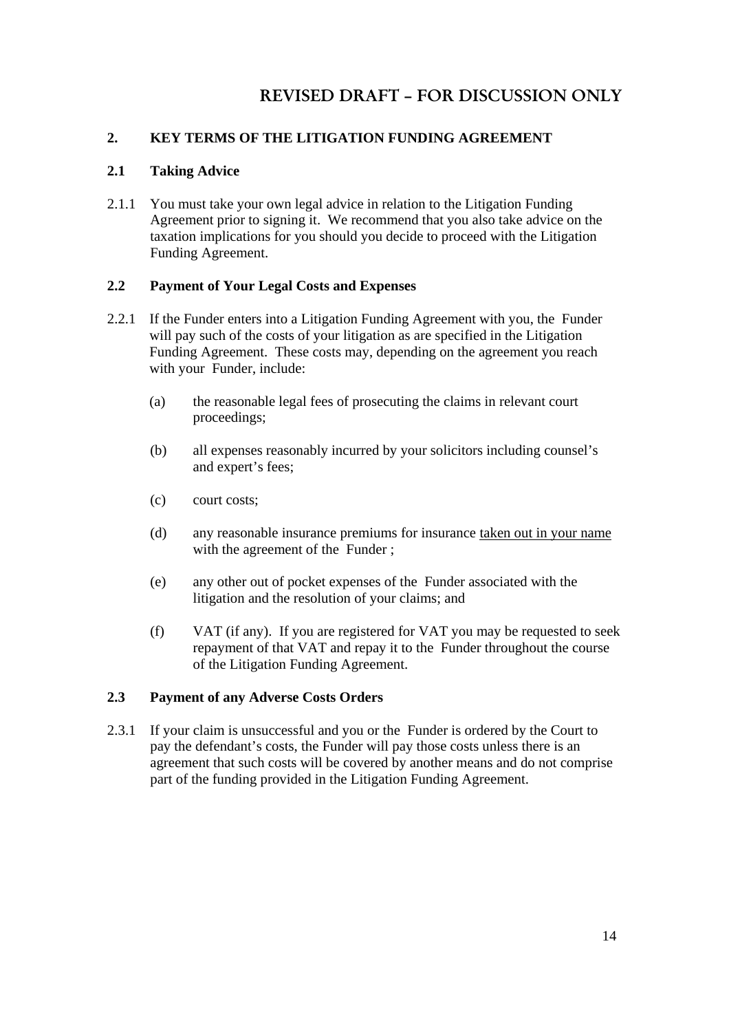# REVISED DRAFT – FOR DISCUSSION ONLY

## 2. KEY TERMS OF THE LITIGATION FUNDING AGREEMENT

### 2.1 Taking Advice

2.1.1 You must take your own legal advice in relation to the Litigation Funding Agreement prior to signing it. We recommend that you also take advice on the taxation implications for you should you decide to proceed with the Litigation Funding Agreement.

### 2.2 Payment of Your Legal Costs and Expenses

2.2.1 If the Funder enters into a Litigation Funding Agreement with you, the Funder will pay such of the costs of your litigation as are specified in the Litigation Funding Agreement. These costs may, depending on the agreement you reach with your Funder, include:

(a) the reasonable legal fees of prosecuting the claims in relevant court proceedings;

(b) all expenses reasonably incurred by your solicitors including counsel's and expert's fees;

(c) court costs;

(d) any reasonable insurance premiums for insurance <u>taken out in your name</u> with the agreement of the Funder ;

(e) any other out of pocket expenses of the Funder associated with the litigation and the resolution of your claims; and

(f) VAT (if any). If you are registered for VAT you may be requested to seek repayment of that VAT and repay it to the Funder throughout the course of the Litigation Funding Agreement.

### 2.3 Payment of any Adverse Costs Orders

2.3.1 If your claim is unsuccessful and you or the Funder is ordered by the Court to pay the defendant's costs, the Funder will pay those costs unless there is an agreement that such costs will be covered by another means and do not comprise part of the funding provided in the Litigation Funding Agreement.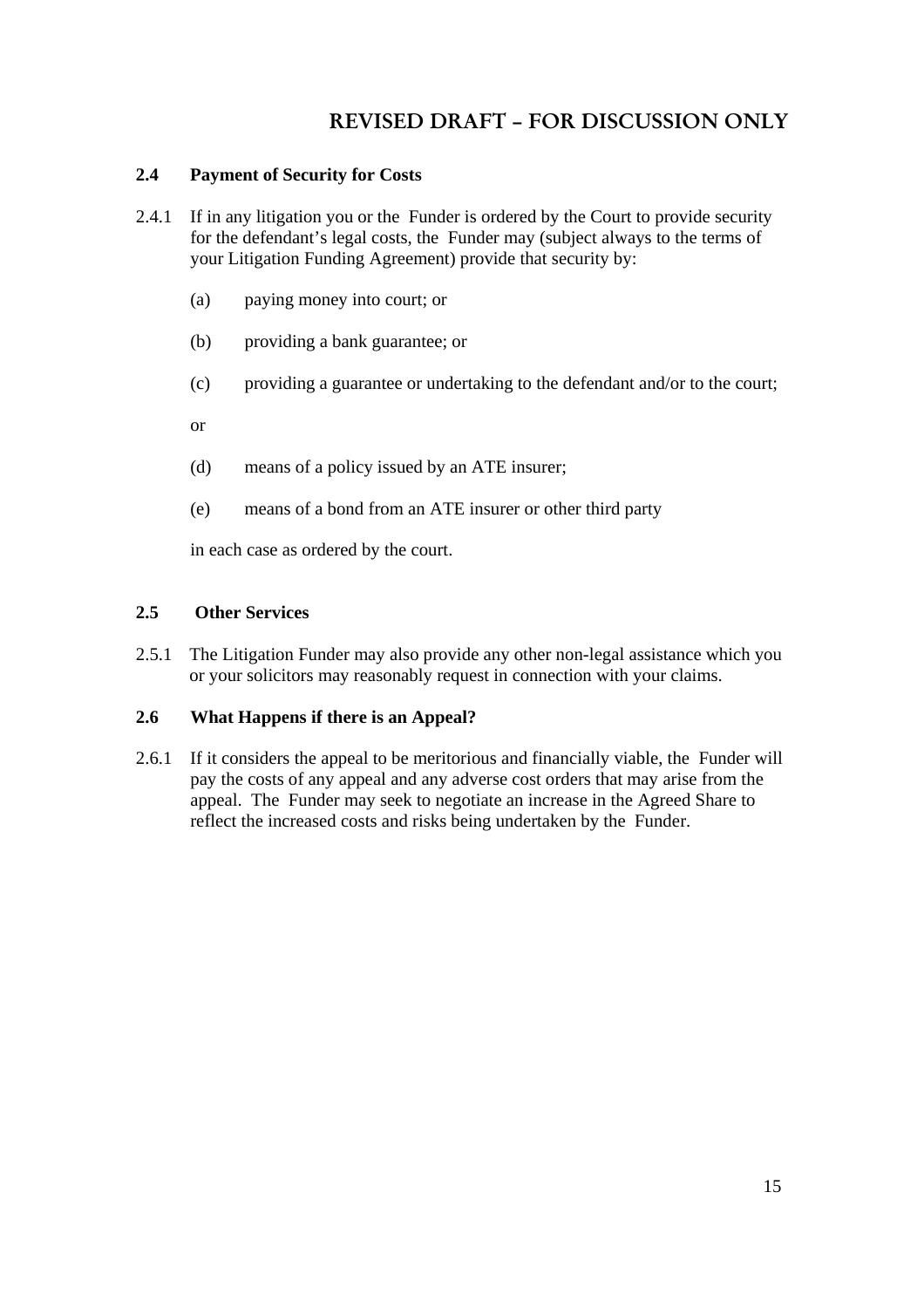**REVISED DRAFT – FOR DISCUSSION ONLY**

**2.4 Payment of Security for Costs**

2.4.1 If in any litigation you or the Funder is ordered by the Court to provide security for the defendant's legal costs, the Funder may (subject always to the terms of your Litigation Funding Agreement) provide that security by:

(a) paying money into court; or

(b) providing a bank guarantee; or

(c) providing a guarantee or undertaking to the defendant and/or to the court;

or

(d) means of a policy issued by an ATE insurer;

(e) means of a bond from an ATE insurer or other third party

in each case as ordered by the court.

**2.5 Other Services**

2.5.1 The Litigation Funder may also provide any other non-legal assistance which you or your solicitors may reasonably request in connection with your claims.

**2.6 What Happens if there is an Appeal?**

2.6.1 If it considers the appeal to be meritorious and financially viable, the Funder will pay the costs of any appeal and any adverse cost orders that may arise from the appeal. The Funder may seek to negotiate an increase in the Agreed Share to reflect the increased costs and risks being undertaken by the Funder.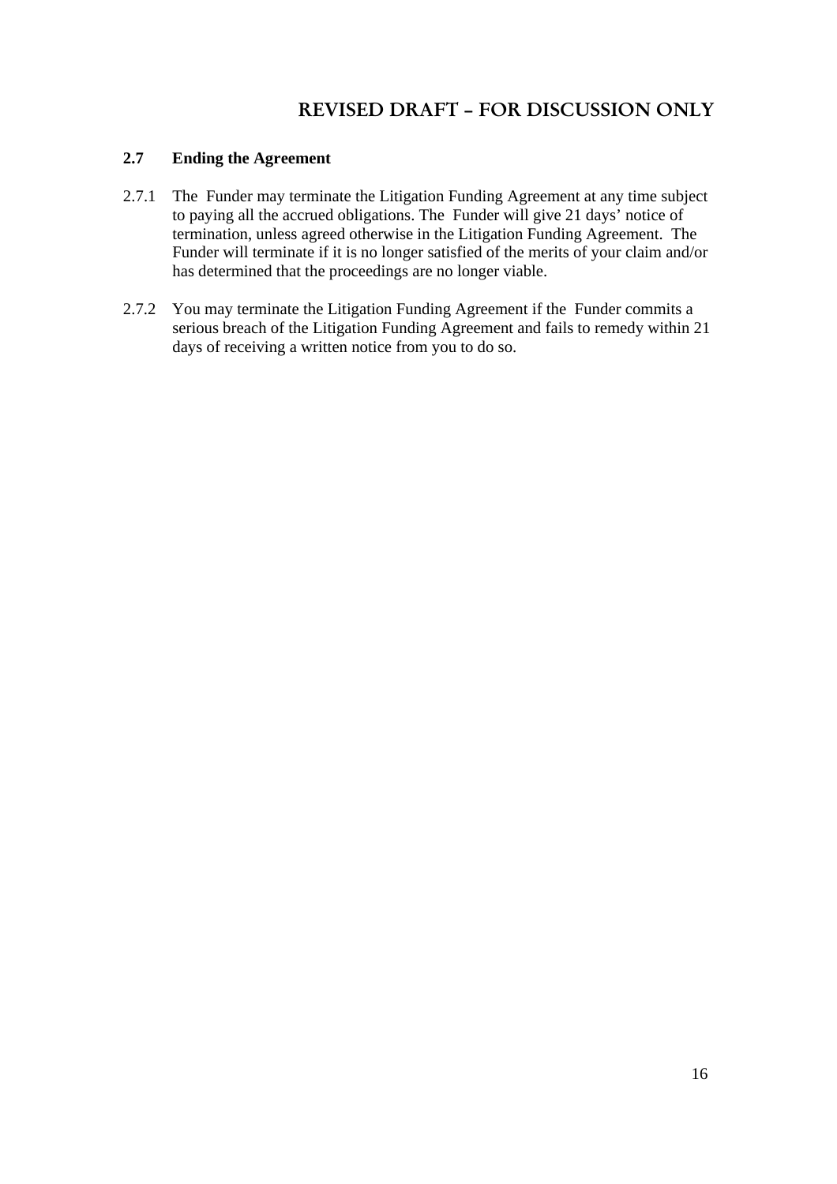**REVISED DRAFT – FOR DISCUSSION ONLY**

### 2.7 Ending the Agreement

2.7.1 The Funder may terminate the Litigation Funding Agreement at any time subject to paying all the accrued obligations. The Funder will give 21 days' notice of termination, unless agreed otherwise in the Litigation Funding Agreement. The Funder will terminate if it is no longer satisfied of the merits of your claim and/or has determined that the proceedings are no longer viable.

2.7.2 You may terminate the Litigation Funding Agreement if the Funder commits a serious breach of the Litigation Funding Agreement and fails to remedy within 21 days of receiving a written notice from you to do so.